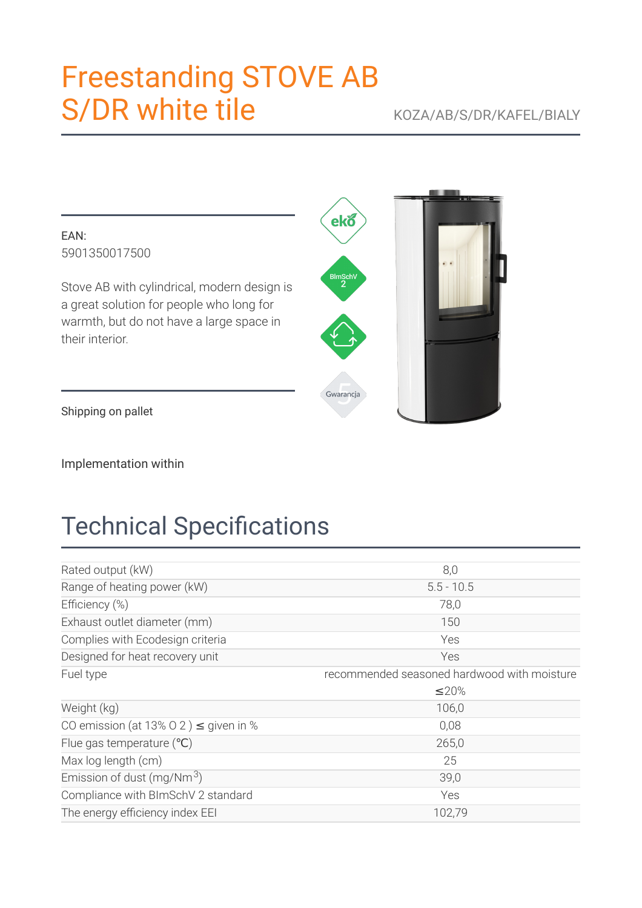# Freestanding STOVE AB S/DR white tile

KOZA/AB/S/DR/KAFEL/BIALY

EAN:
5901350017500

Stove AB with cylindrical, modern design is a great solution for people who long for warmth, but do not have a large space in their interior.

Shipping on pallet

Implementation within

## Technical Specifications

| | |
|---|---|
| Rated output (kW) | 8,0 |
| Range of heating power (kW) | 5.5 - 10.5 |
| Efficiency (%) | 78,0 |
| Exhaust outlet diameter (mm) | 150 |
| Complies with Ecodesign criteria | Yes |
| Designed for heat recovery unit | Yes |
| Fuel type | recommended seasoned hardwood with moisture ≤20% |
| Weight (kg) | 106,0 |
| CO emission (at 13% $O_2$) ≤ given in % | 0,08 |
| Flue gas temperature (℃) | 265,0 |
| Max log length (cm) | 25 |
| Emission of dust (mg/Nm$^3$) | 39,0 |
| Compliance with BImSchV 2 standard | Yes |
| The energy efficiency index EEI | 102,79 |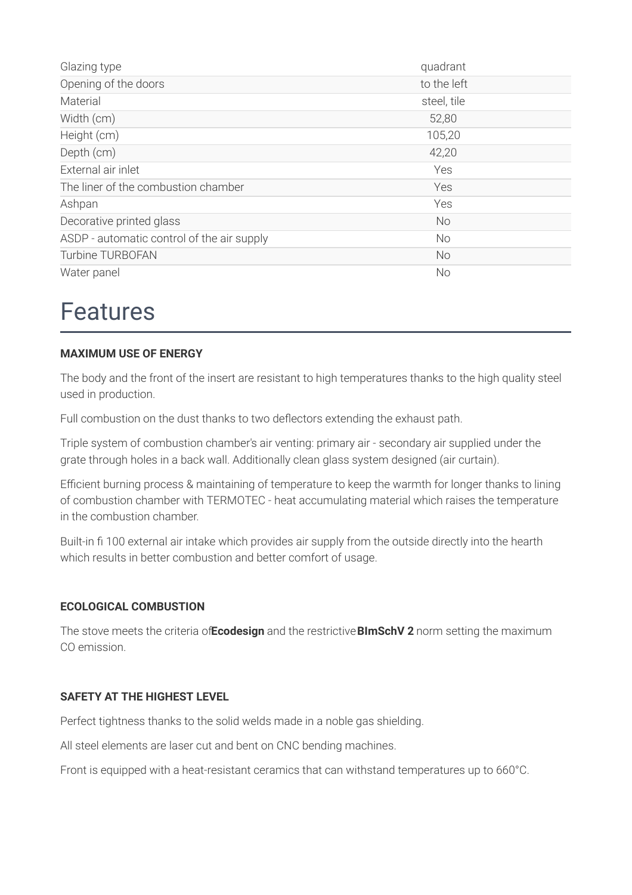| | |
|---|---|
| Glazing type | quadrant |
| Opening of the doors | to the left |
| Material | steel, tile |
| Width (cm) | 52,80 |
| Height (cm) | 105,20 |
| Depth (cm) | 42,20 |
| External air inlet | Yes |
| The liner of the combustion chamber | Yes |
| Ashpan | Yes |
| Decorative printed glass | No |
| ASDP - automatic control of the air supply | No |
| Turbine TURBOFAN | No |
| Water panel | No |

# Features

**MAXIMUM USE OF ENERGY**

The body and the front of the insert are resistant to high temperatures thanks to the high quality steel used in production.

Full combustion on the dust thanks to two deflectors extending the exhaust path.

Triple system of combustion chamber's air venting: primary air - secondary air supplied under the grate through holes in a back wall. Additionally clean glass system designed (air curtain).

Efficient burning process & maintaining of temperature to keep the warmth for longer thanks to lining of combustion chamber with TERMOTEC - heat accumulating material which raises the temperature in the combustion chamber.

Built-in fi 100 external air intake which provides air supply from the outside directly into the hearth which results in better combustion and better comfort of usage.

**ECOLOGICAL COMBUSTION**

The stove meets the criteria of **Ecodesign** and the restrictive **BImSchV 2** norm setting the maximum CO emission.

**SAFETY AT THE HIGHEST LEVEL**

Perfect tightness thanks to the solid welds made in a noble gas shielding.

All steel elements are laser cut and bent on CNC bending machines.

Front is equipped with a heat-resistant ceramics that can withstand temperatures up to 660°C.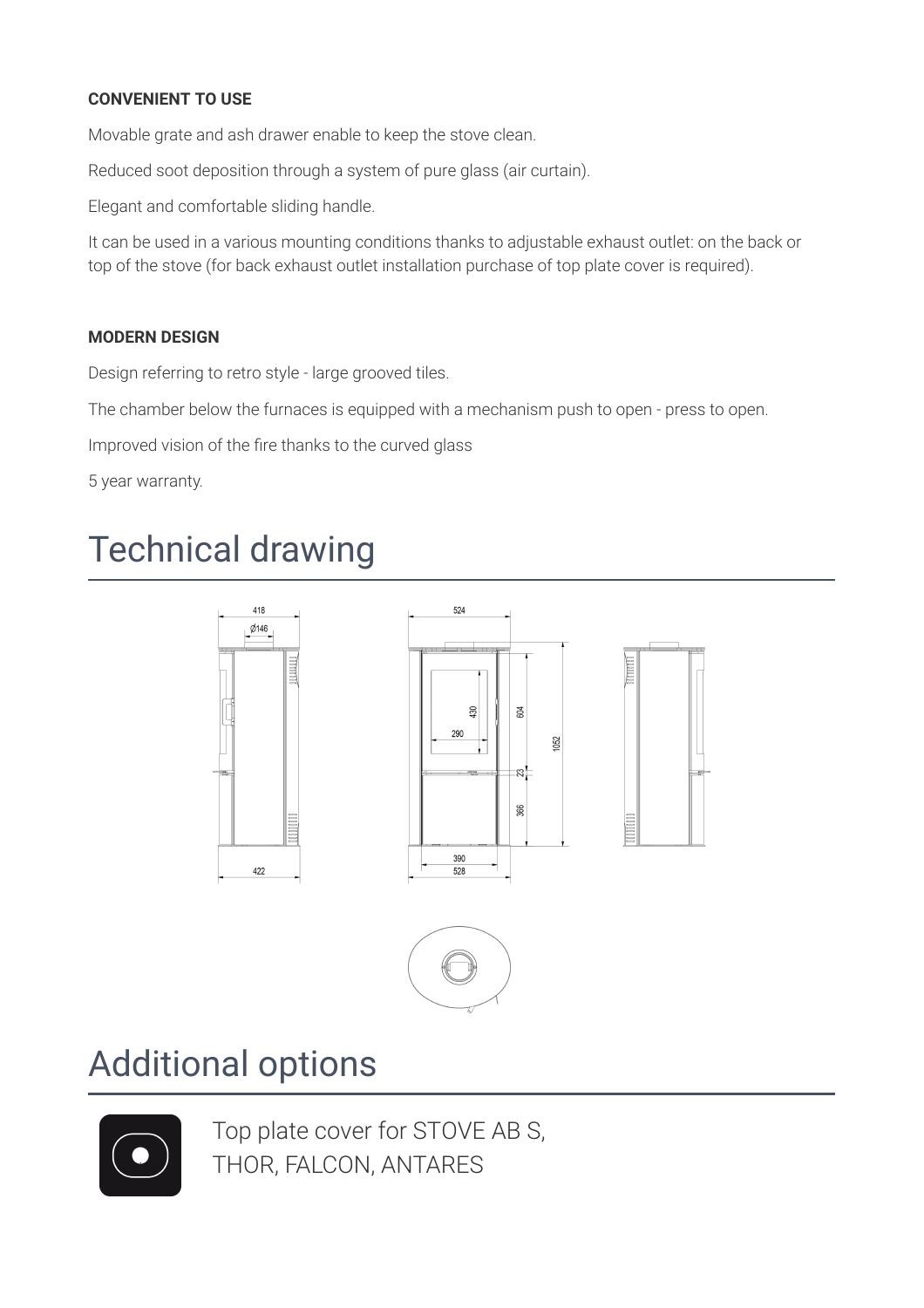**CONVENIENT TO USE**

Movable grate and ash drawer enable to keep the stove clean.

Reduced soot deposition through a system of pure glass (air curtain).

Elegant and comfortable sliding handle.

It can be used in a various mounting conditions thanks to adjustable exhaust outlet: on the back or top of the stove (for back exhaust outlet installation purchase of top plate cover is required).

**MODERN DESIGN**

Design referring to retro style - large grooved tiles.

The chamber below the furnaces is equipped with a mechanism push to open - press to open.

Improved vision of the fire thanks to the curved glass

5 year warranty.

# Technical drawing

418
Ø146
422
524
430
290
604
1052
23
366
390
528

# Additional options

Top plate cover for STOVE AB S, THOR, FALCON, ANTARES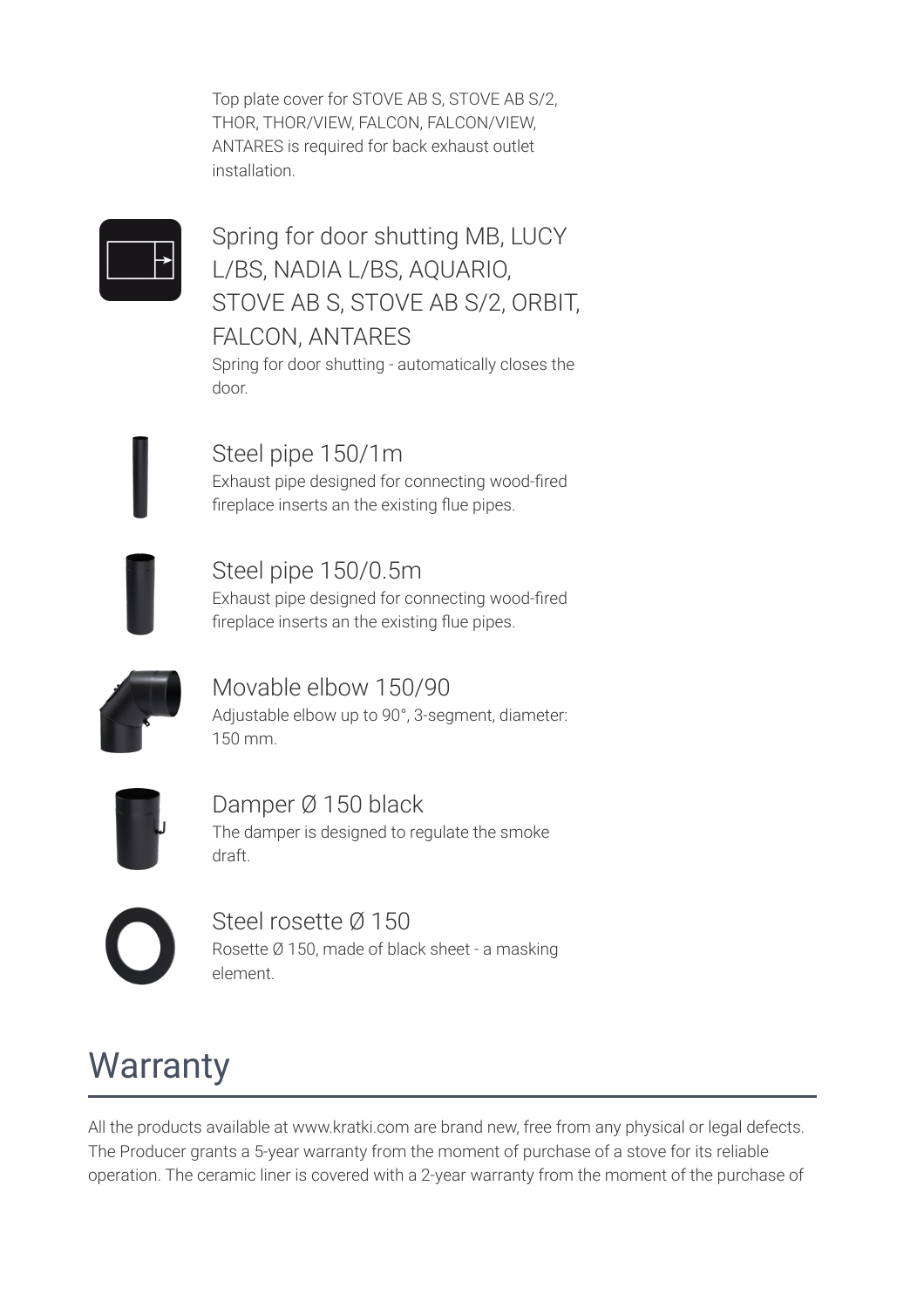Top plate cover for STOVE AB S, STOVE AB S/2, THOR, THOR/VIEW, FALCON, FALCON/VIEW, ANTARES is required for back exhaust outlet installation.

### Spring for door shutting MB, LUCY L/BS, NADIA L/BS, AQUARIO, STOVE AB S, STOVE AB S/2, ORBIT, FALCON, ANTARES

Spring for door shutting - automatically closes the door.

### Steel pipe 150/1m

Exhaust pipe designed for connecting wood-fired fireplace inserts an the existing flue pipes.

### Steel pipe 150/0.5m

Exhaust pipe designed for connecting wood-fired fireplace inserts an the existing flue pipes.

### Movable elbow 150/90

Adjustable elbow up to 90°, 3-segment, diameter: 150 mm.

### Damper Ø 150 black

The damper is designed to regulate the smoke draft.

### Steel rosette Ø 150

Rosette Ø 150, made of black sheet - a masking element.

# Warranty

All the products available at www.kratki.com are brand new, free from any physical or legal defects. The Producer grants a 5-year warranty from the moment of purchase of a stove for its reliable operation. The ceramic liner is covered with a 2-year warranty from the moment of the purchase of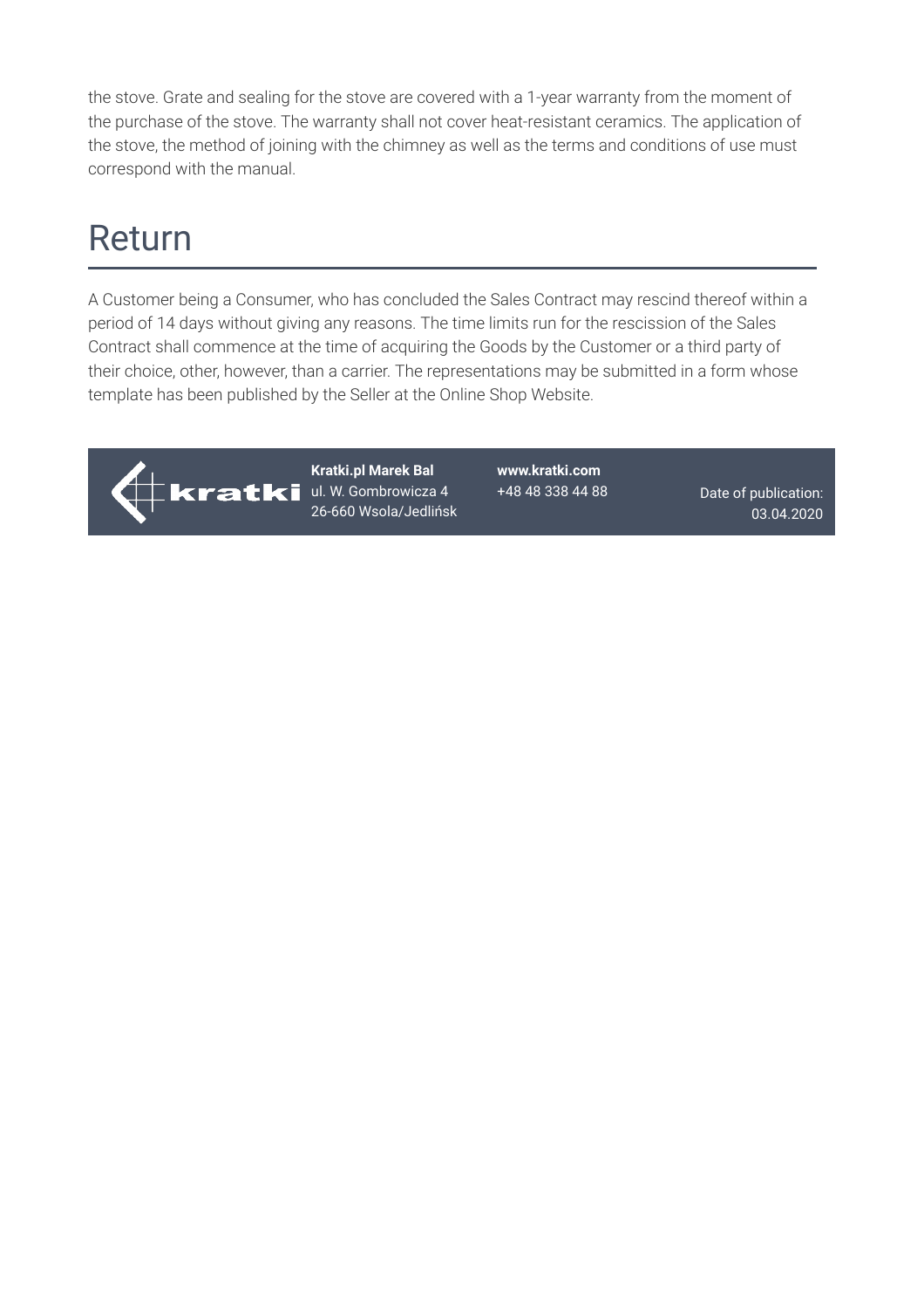the stove. Grate and sealing for the stove are covered with a 1-year warranty from the moment of the purchase of the stove. The warranty shall not cover heat-resistant ceramics. The application of the stove, the method of joining with the chimney as well as the terms and conditions of use must correspond with the manual.

## Return

A Customer being a Consumer, who has concluded the Sales Contract may rescind thereof within a period of 14 days without giving any reasons. The time limits run for the rescission of the Sales Contract shall commence at the time of acquiring the Goods by the Customer or a third party of their choice, other, however, than a carrier. The representations may be submitted in a form whose template has been published by the Seller at the Online Shop Website.

kratki

**Kratki.pl Marek Bal**
ul. W. Gombrowicza 4
26-660 Wsola/Jedlińsk

**www.kratki.com**
+48 48 338 44 88

Date of publication: 03.04.2020